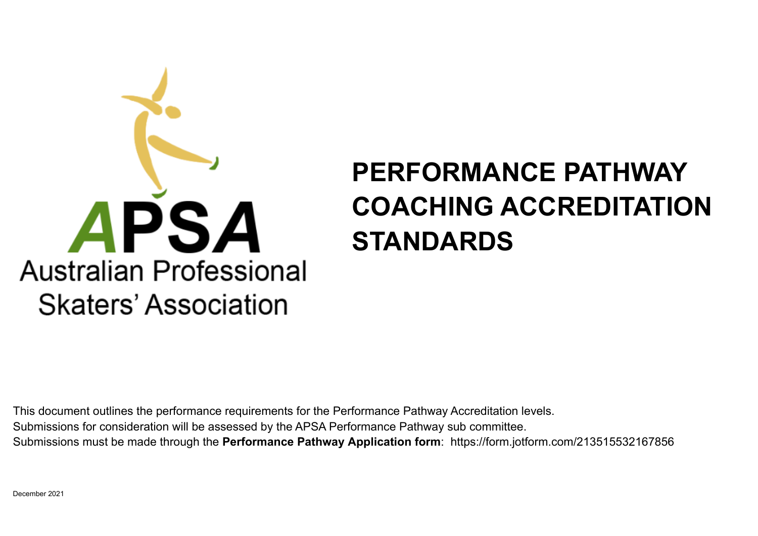APSA

Australian Professional Skaters' Association

# PERFORMANCE PATHWAY COACHING ACCREDITATION STANDARDS

This document outlines the performance requirements for the Performance Pathway Accreditation levels.
Submissions for consideration will be assessed by the APSA Performance Pathway sub committee.
Submissions must be made through the **Performance Pathway Application form**: https://form.jotform.com/213515532167856

December 2021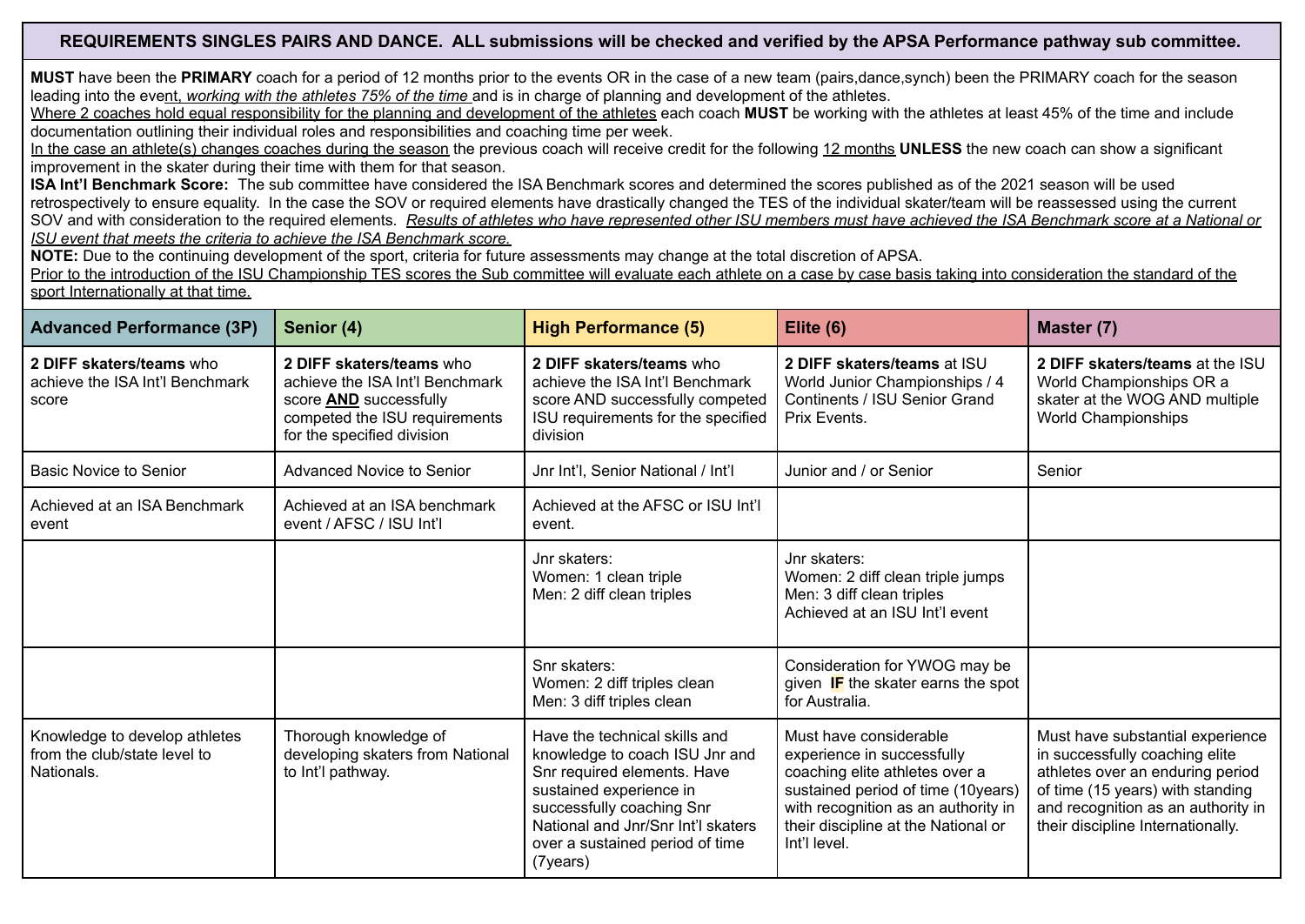**REQUIREMENTS SINGLES PAIRS AND DANCE. ALL submissions will be checked and verified by the APSA Performance pathway sub committee.**

**MUST** have been the **PRIMARY** coach for a period of 12 months prior to the events OR in the case of a new team (pairs,dance,synch) been the PRIMARY coach for the season leading into the event, *working with the athletes 75% of the time* and is in charge of planning and development of the athletes.
Where 2 coaches hold equal responsibility for the planning and development of the athletes each coach **MUST** be working with the athletes at least 45% of the time and include documentation outlining their individual roles and responsibilities and coaching time per week.
In the case an athlete(s) changes coaches during the season the previous coach will receive credit for the following 12 months **UNLESS** the new coach can show a significant improvement in the skater during their time with them for that season.
**ISA Int'l Benchmark Score:** The sub committee have considered the ISA Benchmark scores and determined the scores published as of the 2021 season will be used retrospectively to ensure equality. In the case the SOV or required elements have drastically changed the TES of the individual skater/team will be reassessed using the current SOV and with consideration to the required elements. *Results of athletes who have represented other ISU members must have achieved the ISA Benchmark score at a National or ISU event that meets the criteria to achieve the ISA Benchmark score.*
**NOTE:** Due to the continuing development of the sport, criteria for future assessments may change at the total discretion of APSA.
Prior to the introduction of the ISU Championship TES scores the Sub committee will evaluate each athlete on a case by case basis taking into consideration the standard of the sport Internationally at that time.

| Advanced Performance (3P) | Senior (4) | High Performance (5) | Elite (6) | Master (7) |
|---|---|---|---|---|
| **2 DIFF skaters/teams** who achieve the ISA Int'l Benchmark score | **2 DIFF skaters/teams** who achieve the ISA Int'l Benchmark score **AND** successfully competed the ISU requirements for the specified division | **2 DIFF skaters/teams** who achieve the ISA Int'l Benchmark score AND successfully competed ISU requirements for the specified division | **2 DIFF skaters/teams** at ISU World Junior Championships / 4 Continents / ISU Senior Grand Prix Events. | **2 DIFF skaters/teams** at the ISU World Championships OR a skater at the WOG AND multiple World Championships |
| Basic Novice to Senior | Advanced Novice to Senior | Jnr Int'l, Senior National / Int'l | Junior and / or Senior | Senior |
| Achieved at an ISA Benchmark event | Achieved at an ISA benchmark event / AFSC / ISU Int'l | Achieved at the AFSC or ISU Int'l event. | | |
| | | Jnr skaters:<br>Women: 1 clean triple<br>Men: 2 diff clean triples | Jnr skaters:<br>Women: 2 diff clean triple jumps<br>Men: 3 diff clean triples<br>Achieved at an ISU Int'l event | |
| | | Snr skaters:<br>Women: 2 diff triples clean<br>Men: 3 diff triples clean | Consideration for YWOG may be given **IF** the skater earns the spot for Australia. | |
| Knowledge to develop athletes from the club/state level to Nationals. | Thorough knowledge of developing skaters from National to Int'l pathway. | Have the technical skills and knowledge to coach ISU Jnr and Snr required elements. Have sustained experience in successfully coaching Snr National and Jnr/Snr Int'l skaters over a sustained period of time (7years) | Must have considerable experience in successfully coaching elite athletes over a sustained period of time (10years) with recognition as an authority in their discipline at the National or Int'l level. | Must have substantial experience in successfully coaching elite athletes over an enduring period of time (15 years) with standing and recognition as an authority in their discipline Internationally. |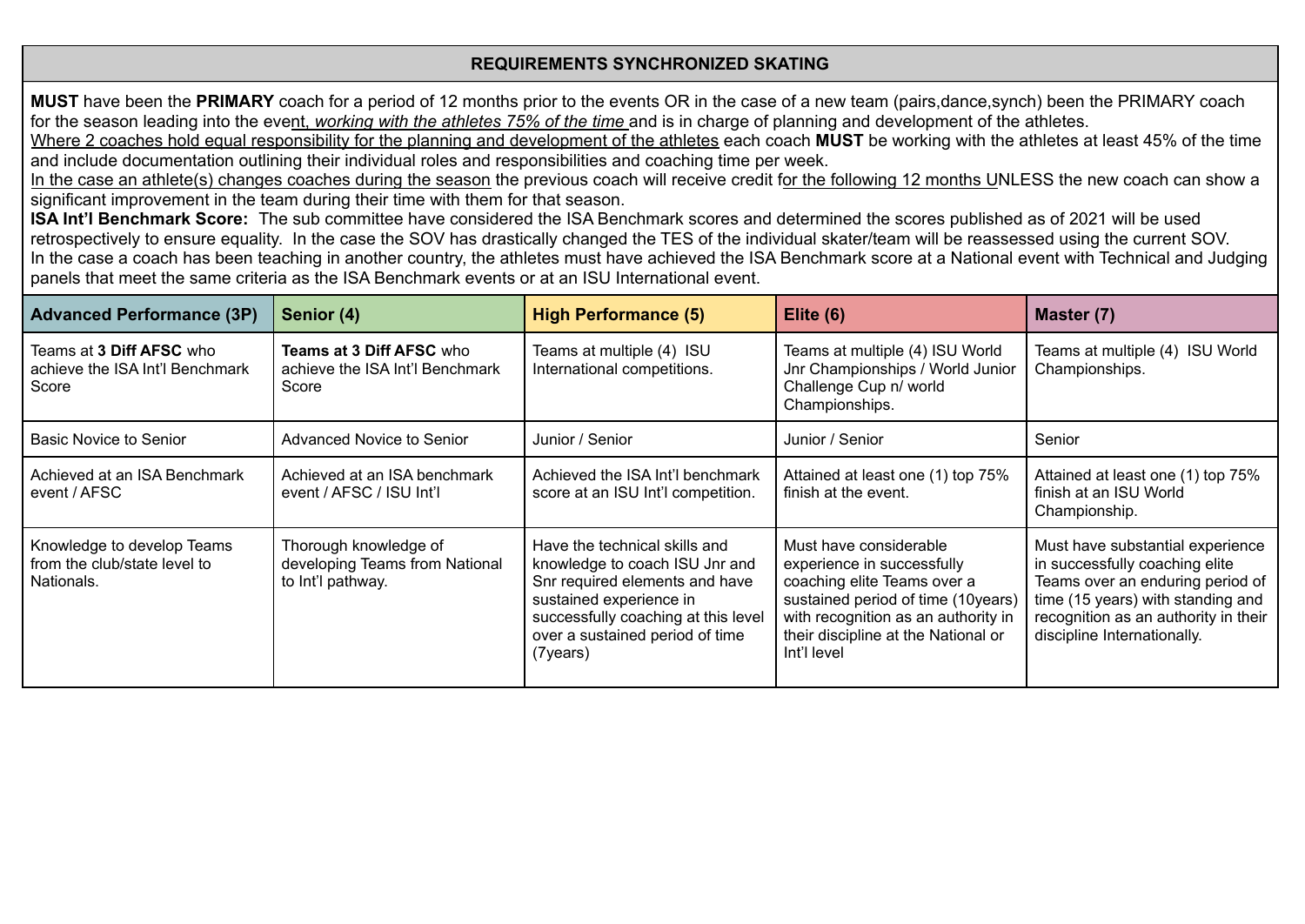## REQUIREMENTS SYNCHRONIZED SKATING

**MUST** have been the **PRIMARY** coach for a period of 12 months prior to the events OR in the case of a new team (pairs,dance,synch) been the PRIMARY coach for the season leading into the event, *working with the athletes 75% of the time* and is in charge of planning and development of the athletes.
Where 2 coaches hold equal responsibility for the planning and development of the athletes each coach **MUST** be working with the athletes at least 45% of the time and include documentation outlining their individual roles and responsibilities and coaching time per week.
In the case an athlete(s) changes coaches during the season the previous coach will receive credit for the following 12 months UNLESS the new coach can show a significant improvement in the team during their time with them for that season.
**ISA Int'l Benchmark Score:** The sub committee have considered the ISA Benchmark scores and determined the scores published as of 2021 will be used retrospectively to ensure equality. In the case the SOV has drastically changed the TES of the individual skater/team will be reassessed using the current SOV.
In the case a coach has been teaching in another country, the athletes must have achieved the ISA Benchmark score at a National event with Technical and Judging panels that meet the same criteria as the ISA Benchmark events or at an ISU International event.

| Advanced Performance (3P) | Senior (4) | High Performance (5) | Elite (6) | Master (7) |
|---|---|---|---|---|
| Teams at **3 Diff AFSC** who achieve the ISA Int'l Benchmark Score | **Teams at 3 Diff AFSC** who achieve the ISA Int'l Benchmark Score | Teams at multiple (4) ISU International competitions. | Teams at multiple (4) ISU World Jnr Championships / World Junior Challenge Cup n/ world Championships. | Teams at multiple (4) ISU World Championships. |
| Basic Novice to Senior | Advanced Novice to Senior | Junior / Senior | Junior / Senior | Senior |
| Achieved at an ISA Benchmark event / AFSC | Achieved at an ISA benchmark event / AFSC / ISU Int'l | Achieved the ISA Int'l benchmark score at an ISU Int'l competition. | Attained at least one (1) top 75% finish at the event. | Attained at least one (1) top 75% finish at an ISU World Championship. |
| Knowledge to develop Teams from the club/state level to Nationals. | Thorough knowledge of developing Teams from National to Int'l pathway. | Have the technical skills and knowledge to coach ISU Jnr and Snr required elements and have sustained experience in successfully coaching at this level over a sustained period of time (7years) | Must have considerable experience in successfully coaching elite Teams over a sustained period of time (10years) with recognition as an authority in their discipline at the National or Int'l level | Must have substantial experience in successfully coaching elite Teams over an enduring period of time (15 years) with standing and recognition as an authority in their discipline Internationally. |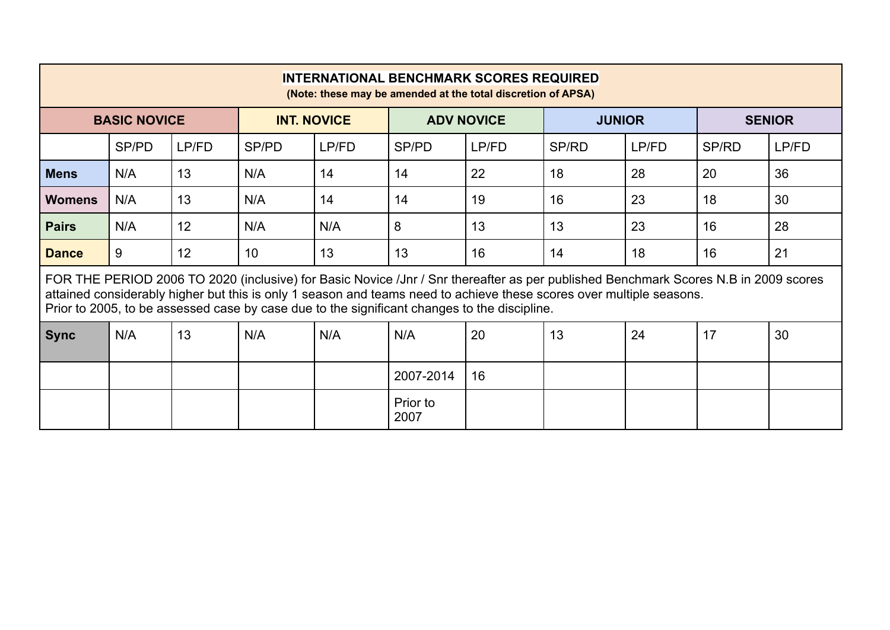| INTERNATIONAL BENCHMARK SCORES REQUIRED (Note: these may be amended at the total discretion of APSA) | | | | | | | | | | |
|---|---|---|---|---|---|---|---|---|---|---|
| | **BASIC NOVICE** | | **INT. NOVICE** | | **ADV NOVICE** | | **JUNIOR** | | **SENIOR** | |
| | SP/PD | LP/FD | SP/PD | LP/FD | SP/PD | LP/FD | SP/RD | LP/FD | SP/RD | LP/FD |
| **Mens** | N/A | 13 | N/A | 14 | 14 | 22 | 18 | 28 | 20 | 36 |
| **Womens** | N/A | 13 | N/A | 14 | 14 | 19 | 16 | 23 | 18 | 30 |
| **Pairs** | N/A | 12 | N/A | N/A | 8 | 13 | 13 | 23 | 16 | 28 |
| **Dance** | 9 | 12 | 10 | 13 | 13 | 16 | 14 | 18 | 16 | 21 |
| FOR THE PERIOD 2006 TO 2020 (inclusive) for Basic Novice /Jnr / Snr thereafter as per published Benchmark Scores N.B in 2009 scores attained considerably higher but this is only 1 season and teams need to achieve these scores over multiple seasons. Prior to 2005, to be assessed case by case due to the significant changes to the discipline. | | | | | | | | | | |
| **Sync** | N/A | 13 | N/A | N/A | N/A | 20 | 13 | 24 | 17 | 30 |
| | | | | | 2007-2014 | 16 | | | | |
| | | | | | Prior to 2007 | | | | | |